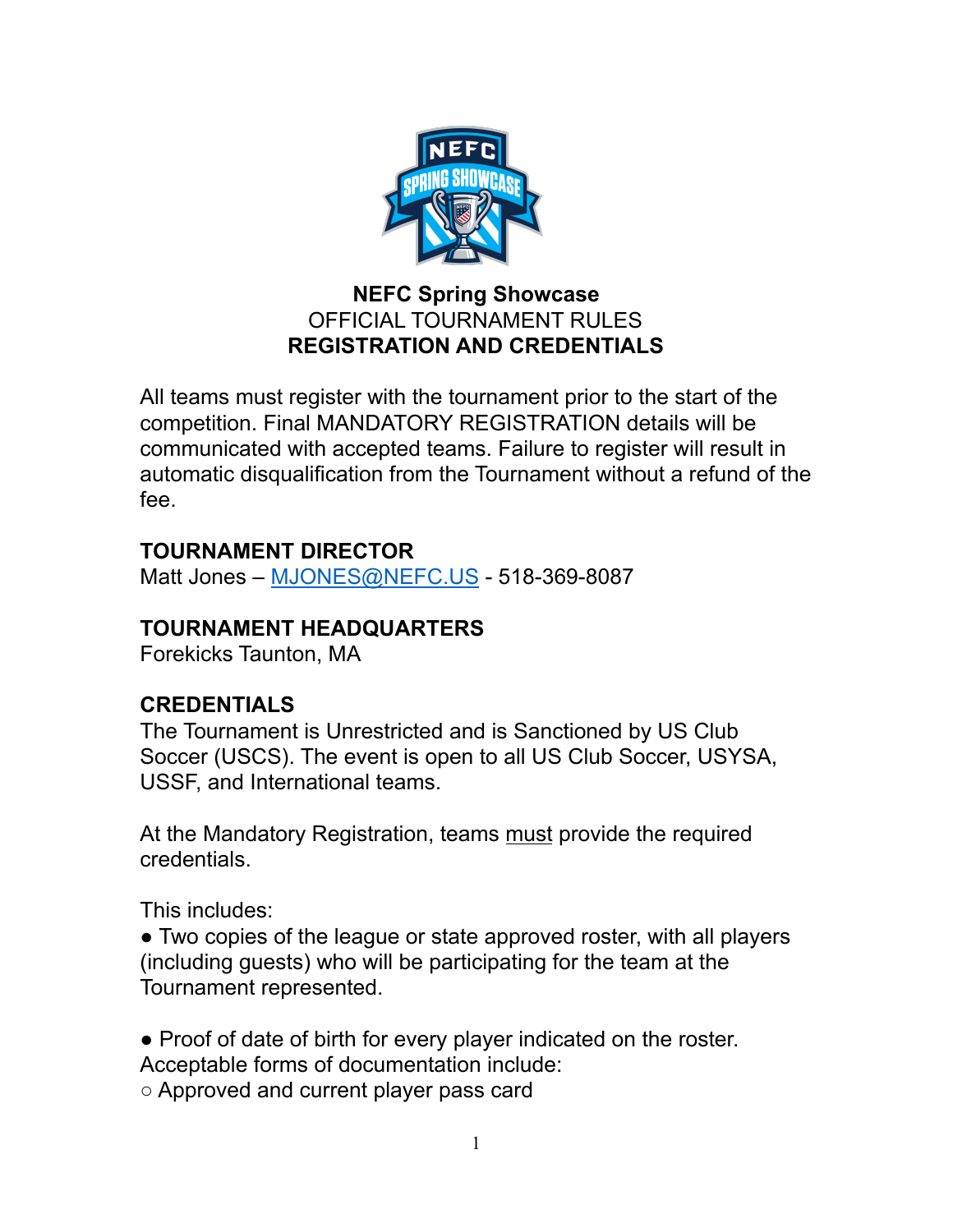# NEFC Spring Showcase

OFFICIAL TOURNAMENT RULES

## REGISTRATION AND CREDENTIALS

All teams must register with the tournament prior to the start of the competition. Final MANDATORY REGISTRATION details will be communicated with accepted teams. Failure to register will result in automatic disqualification from the Tournament without a refund of the fee.

### TOURNAMENT DIRECTOR

Matt Jones – MJONES@NEFC.US - 518-369-8087

### TOURNAMENT HEADQUARTERS

Forekicks Taunton, MA

### CREDENTIALS

The Tournament is Unrestricted and is Sanctioned by US Club Soccer (USCS). The event is open to all US Club Soccer, USYSA, USSF, and International teams.

At the Mandatory Registration, teams must provide the required credentials.

This includes:

- Two copies of the league or state approved roster, with all players (including guests) who will be participating for the team at the Tournament represented.

- Proof of date of birth for every player indicated on the roster.

Acceptable forms of documentation include:

  - Approved and current player pass card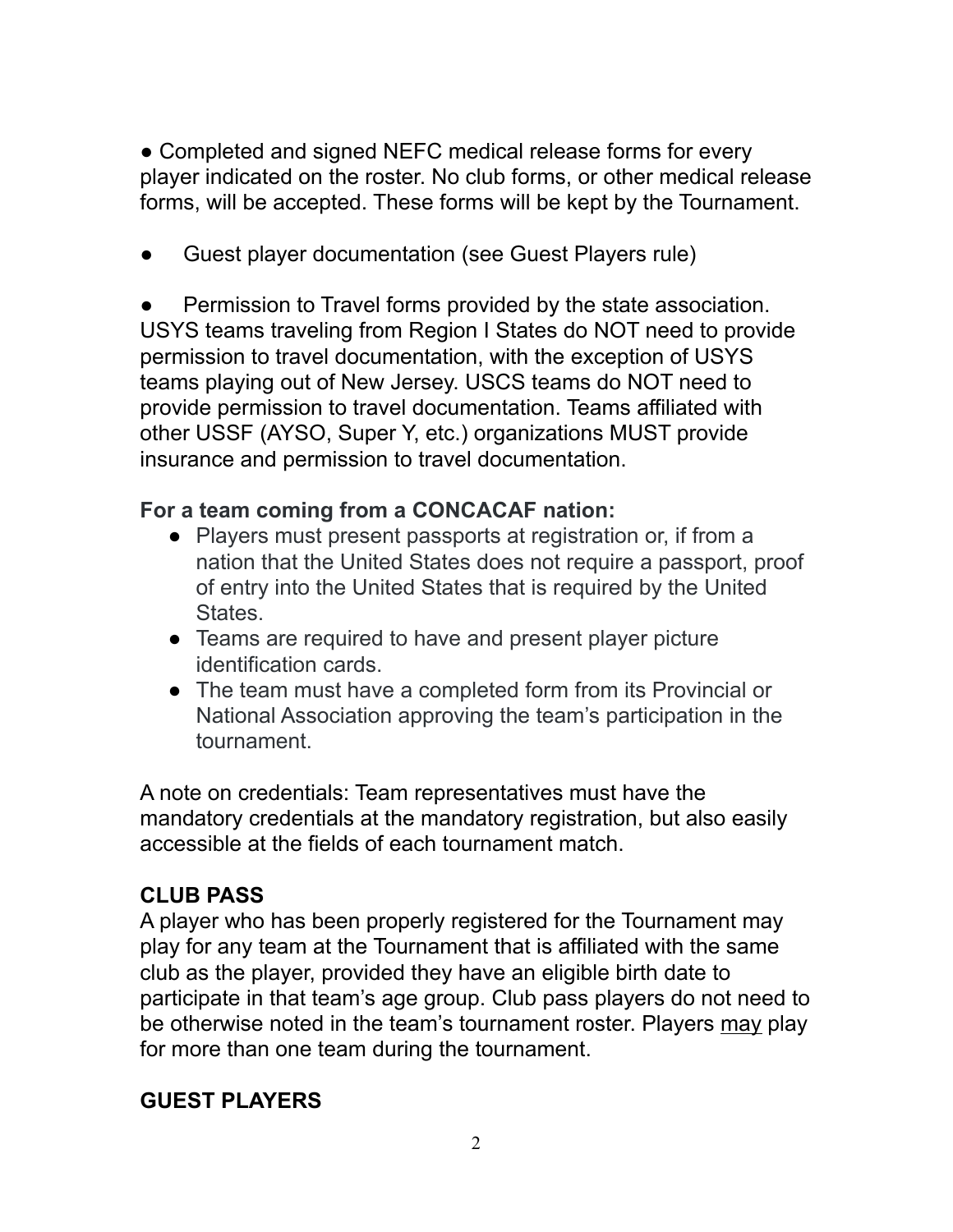- Completed and signed NEFC medical release forms for every player indicated on the roster. No club forms, or other medical release forms, will be accepted. These forms will be kept by the Tournament.

- Guest player documentation (see Guest Players rule)

- Permission to Travel forms provided by the state association. USYS teams traveling from Region I States do NOT need to provide permission to travel documentation, with the exception of USYS teams playing out of New Jersey. USCS teams do NOT need to provide permission to travel documentation. Teams affiliated with other USSF (AYSO, Super Y, etc.) organizations MUST provide insurance and permission to travel documentation.

**For a team coming from a CONCACAF nation:**

- Players must present passports at registration or, if from a nation that the United States does not require a passport, proof of entry into the United States that is required by the United States.
- Teams are required to have and present player picture identification cards.
- The team must have a completed form from its Provincial or National Association approving the team's participation in the tournament.

A note on credentials: Team representatives must have the mandatory credentials at the mandatory registration, but also easily accessible at the fields of each tournament match.

## CLUB PASS

A player who has been properly registered for the Tournament may play for any team at the Tournament that is affiliated with the same club as the player, provided they have an eligible birth date to participate in that team's age group. Club pass players do not need to be otherwise noted in the team's tournament roster. Players <u>may</u> play for more than one team during the tournament.

## GUEST PLAYERS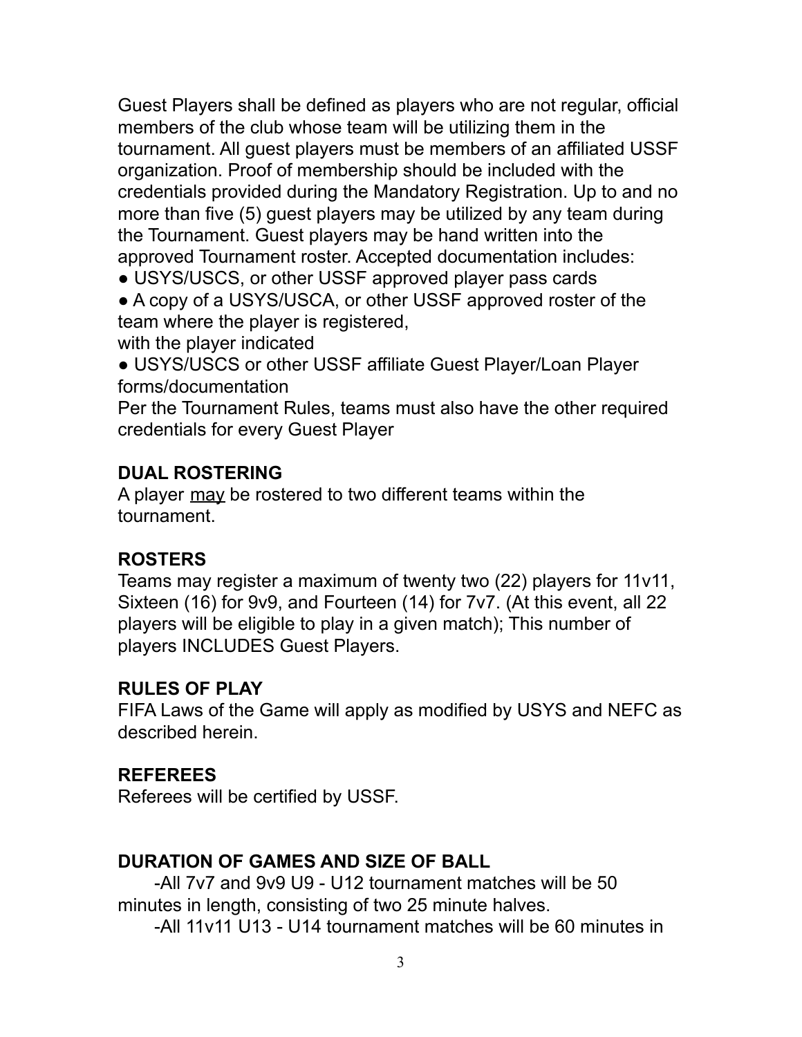Guest Players shall be defined as players who are not regular, official members of the club whose team will be utilizing them in the tournament. All guest players must be members of an affiliated USSF organization. Proof of membership should be included with the credentials provided during the Mandatory Registration. Up to and no more than five (5) guest players may be utilized by any team during the Tournament. Guest players may be hand written into the approved Tournament roster. Accepted documentation includes:

- USYS/USCS, or other USSF approved player pass cards
- A copy of a USYS/USCA, or other USSF approved roster of the team where the player is registered,
with the player indicated
- USYS/USCS or other USSF affiliate Guest Player/Loan Player forms/documentation

Per the Tournament Rules, teams must also have the other required credentials for every Guest Player

**DUAL ROSTERING**

A player <u>may</u> be rostered to two different teams within the tournament.

**ROSTERS**

Teams may register a maximum of twenty two (22) players for 11v11, Sixteen (16) for 9v9, and Fourteen (14) for 7v7. (At this event, all 22 players will be eligible to play in a given match); This number of players INCLUDES Guest Players.

**RULES OF PLAY**

FIFA Laws of the Game will apply as modified by USYS and NEFC as described herein.

**REFEREES**

Referees will be certified by USSF.

**DURATION OF GAMES AND SIZE OF BALL**

-All 7v7 and 9v9 U9 - U12 tournament matches will be 50 minutes in length, consisting of two 25 minute halves.

-All 11v11 U13 - U14 tournament matches will be 60 minutes in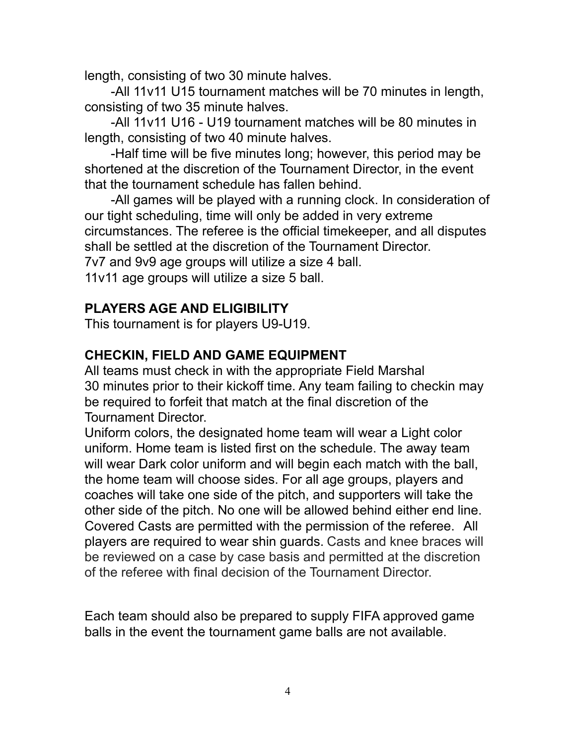length, consisting of two 30 minute halves.

-All 11v11 U15 tournament matches will be 70 minutes in length, consisting of two 35 minute halves.

-All 11v11 U16 - U19 tournament matches will be 80 minutes in length, consisting of two 40 minute halves.

-Half time will be five minutes long; however, this period may be shortened at the discretion of the Tournament Director, in the event that the tournament schedule has fallen behind.

-All games will be played with a running clock. In consideration of our tight scheduling, time will only be added in very extreme circumstances. The referee is the official timekeeper, and all disputes shall be settled at the discretion of the Tournament Director.

7v7 and 9v9 age groups will utilize a size 4 ball.

11v11 age groups will utilize a size 5 ball.

## PLAYERS AGE AND ELIGIBILITY

This tournament is for players U9-U19.

## CHECKIN, FIELD AND GAME EQUIPMENT

All teams must check in with the appropriate Field Marshal 30 minutes prior to their kickoff time. Any team failing to checkin may be required to forfeit that match at the final discretion of the Tournament Director.

Uniform colors, the designated home team will wear a Light color uniform. Home team is listed first on the schedule. The away team will wear Dark color uniform and will begin each match with the ball, the home team will choose sides. For all age groups, players and coaches will take one side of the pitch, and supporters will take the other side of the pitch. No one will be allowed behind either end line. Covered Casts are permitted with the permission of the referee. All players are required to wear shin guards. Casts and knee braces will be reviewed on a case by case basis and permitted at the discretion of the referee with final decision of the Tournament Director.

Each team should also be prepared to supply FIFA approved game balls in the event the tournament game balls are not available.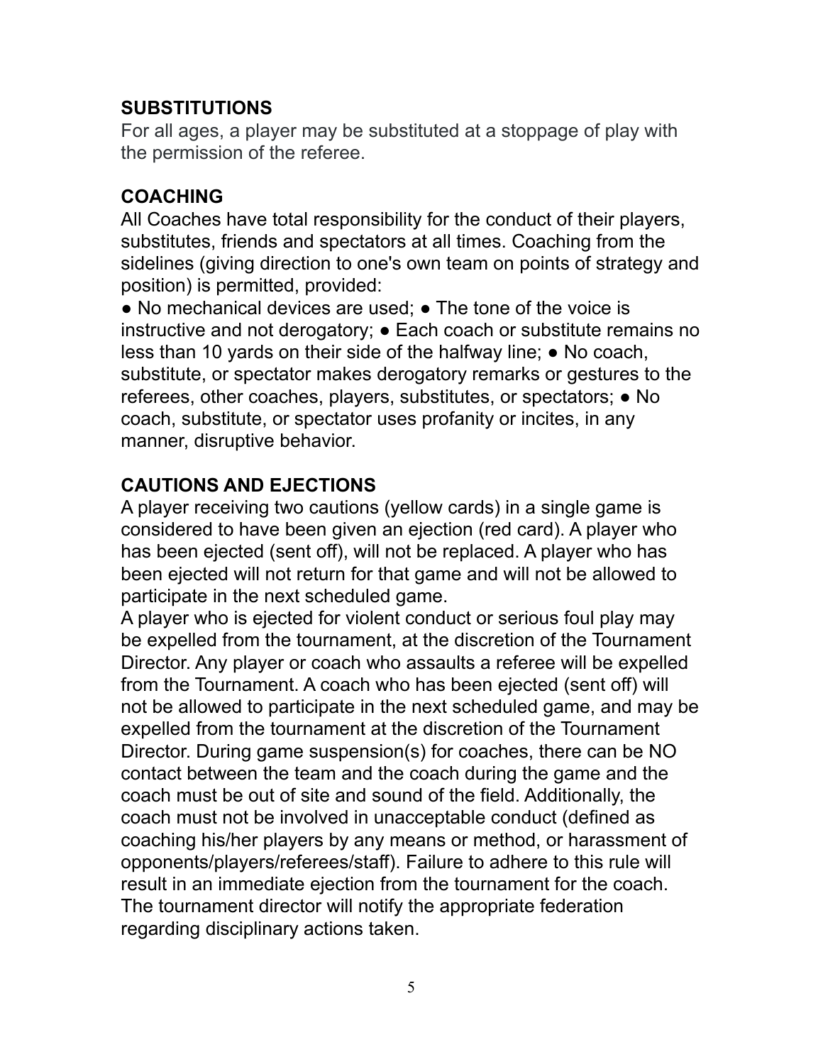## SUBSTITUTIONS

For all ages, a player may be substituted at a stoppage of play with the permission of the referee.

## COACHING

All Coaches have total responsibility for the conduct of their players, substitutes, friends and spectators at all times. Coaching from the sidelines (giving direction to one's own team on points of strategy and position) is permitted, provided:

● No mechanical devices are used; ● The tone of the voice is instructive and not derogatory; ● Each coach or substitute remains no less than 10 yards on their side of the halfway line; ● No coach, substitute, or spectator makes derogatory remarks or gestures to the referees, other coaches, players, substitutes, or spectators; ● No coach, substitute, or spectator uses profanity or incites, in any manner, disruptive behavior.

## CAUTIONS AND EJECTIONS

A player receiving two cautions (yellow cards) in a single game is considered to have been given an ejection (red card). A player who has been ejected (sent off), will not be replaced. A player who has been ejected will not return for that game and will not be allowed to participate in the next scheduled game.

A player who is ejected for violent conduct or serious foul play may be expelled from the tournament, at the discretion of the Tournament Director. Any player or coach who assaults a referee will be expelled from the Tournament. A coach who has been ejected (sent off) will not be allowed to participate in the next scheduled game, and may be expelled from the tournament at the discretion of the Tournament Director. During game suspension(s) for coaches, there can be NO contact between the team and the coach during the game and the coach must be out of site and sound of the field. Additionally, the coach must not be involved in unacceptable conduct (defined as coaching his/her players by any means or method, or harassment of opponents/players/referees/staff). Failure to adhere to this rule will result in an immediate ejection from the tournament for the coach. The tournament director will notify the appropriate federation regarding disciplinary actions taken.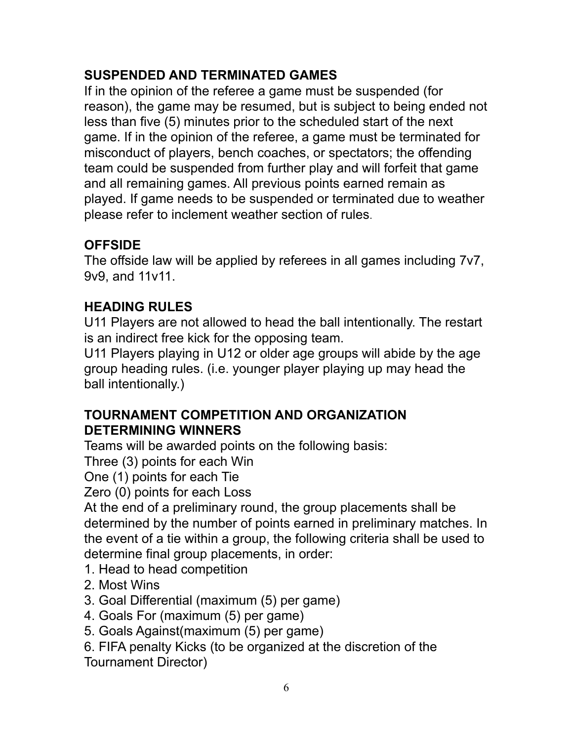## SUSPENDED AND TERMINATED GAMES

If in the opinion of the referee a game must be suspended (for reason), the game may be resumed, but is subject to being ended not less than five (5) minutes prior to the scheduled start of the next game. If in the opinion of the referee, a game must be terminated for misconduct of players, bench coaches, or spectators; the offending team could be suspended from further play and will forfeit that game and all remaining games. All previous points earned remain as played. If game needs to be suspended or terminated due to weather please refer to inclement weather section of rules.

## OFFSIDE

The offside law will be applied by referees in all games including 7v7, 9v9, and 11v11.

## HEADING RULES

U11 Players are not allowed to head the ball intentionally. The restart is an indirect free kick for the opposing team.

U11 Players playing in U12 or older age groups will abide by the age group heading rules. (i.e. younger player playing up may head the ball intentionally.)

## TOURNAMENT COMPETITION AND ORGANIZATION DETERMINING WINNERS

Teams will be awarded points on the following basis:

Three (3) points for each Win

One (1) points for each Tie

Zero (0) points for each Loss

At the end of a preliminary round, the group placements shall be determined by the number of points earned in preliminary matches. In the event of a tie within a group, the following criteria shall be used to determine final group placements, in order:

1. Head to head competition
2. Most Wins
3. Goal Differential (maximum (5) per game)
4. Goals For (maximum (5) per game)
5. Goals Against(maximum (5) per game)
6. FIFA penalty Kicks (to be organized at the discretion of the Tournament Director)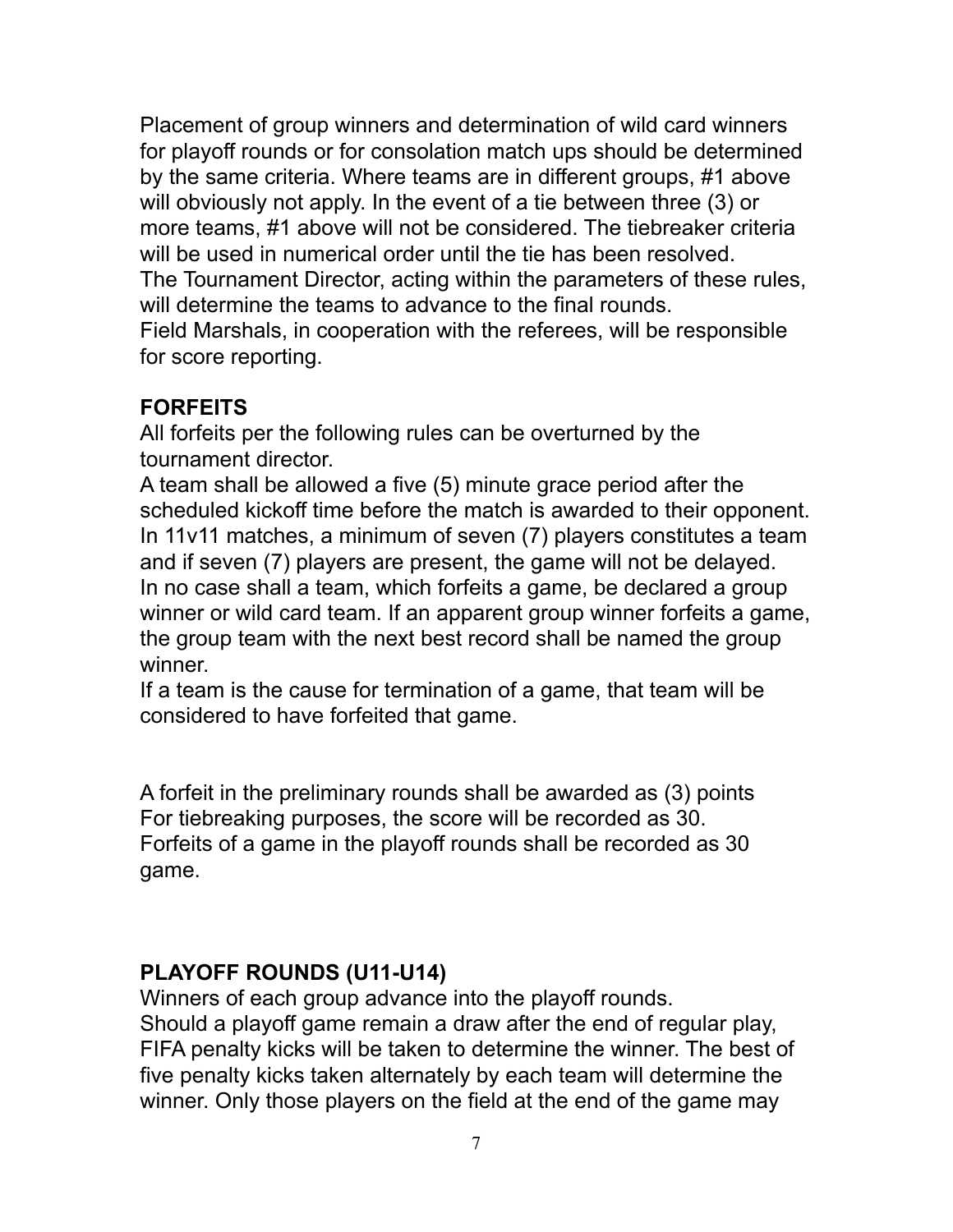Placement of group winners and determination of wild card winners for playoff rounds or for consolation match ups should be determined by the same criteria. Where teams are in different groups, #1 above will obviously not apply. In the event of a tie between three (3) or more teams, #1 above will not be considered. The tiebreaker criteria will be used in numerical order until the tie has been resolved.
The Tournament Director, acting within the parameters of these rules, will determine the teams to advance to the final rounds.
Field Marshals, in cooperation with the referees, will be responsible for score reporting.

## FORFEITS

All forfeits per the following rules can be overturned by the tournament director.
A team shall be allowed a five (5) minute grace period after the scheduled kickoff time before the match is awarded to their opponent.
In 11v11 matches, a minimum of seven (7) players constitutes a team and if seven (7) players are present, the game will not be delayed.
In no case shall a team, which forfeits a game, be declared a group winner or wild card team. If an apparent group winner forfeits a game, the group team with the next best record shall be named the group winner.
If a team is the cause for termination of a game, that team will be considered to have forfeited that game.

A forfeit in the preliminary rounds shall be awarded as (3) points
For tiebreaking purposes, the score will be recorded as 30.
Forfeits of a game in the playoff rounds shall be recorded as 30 game.

## PLAYOFF ROUNDS (U11-U14)

Winners of each group advance into the playoff rounds.
Should a playoff game remain a draw after the end of regular play, FIFA penalty kicks will be taken to determine the winner. The best of five penalty kicks taken alternately by each team will determine the winner. Only those players on the field at the end of the game may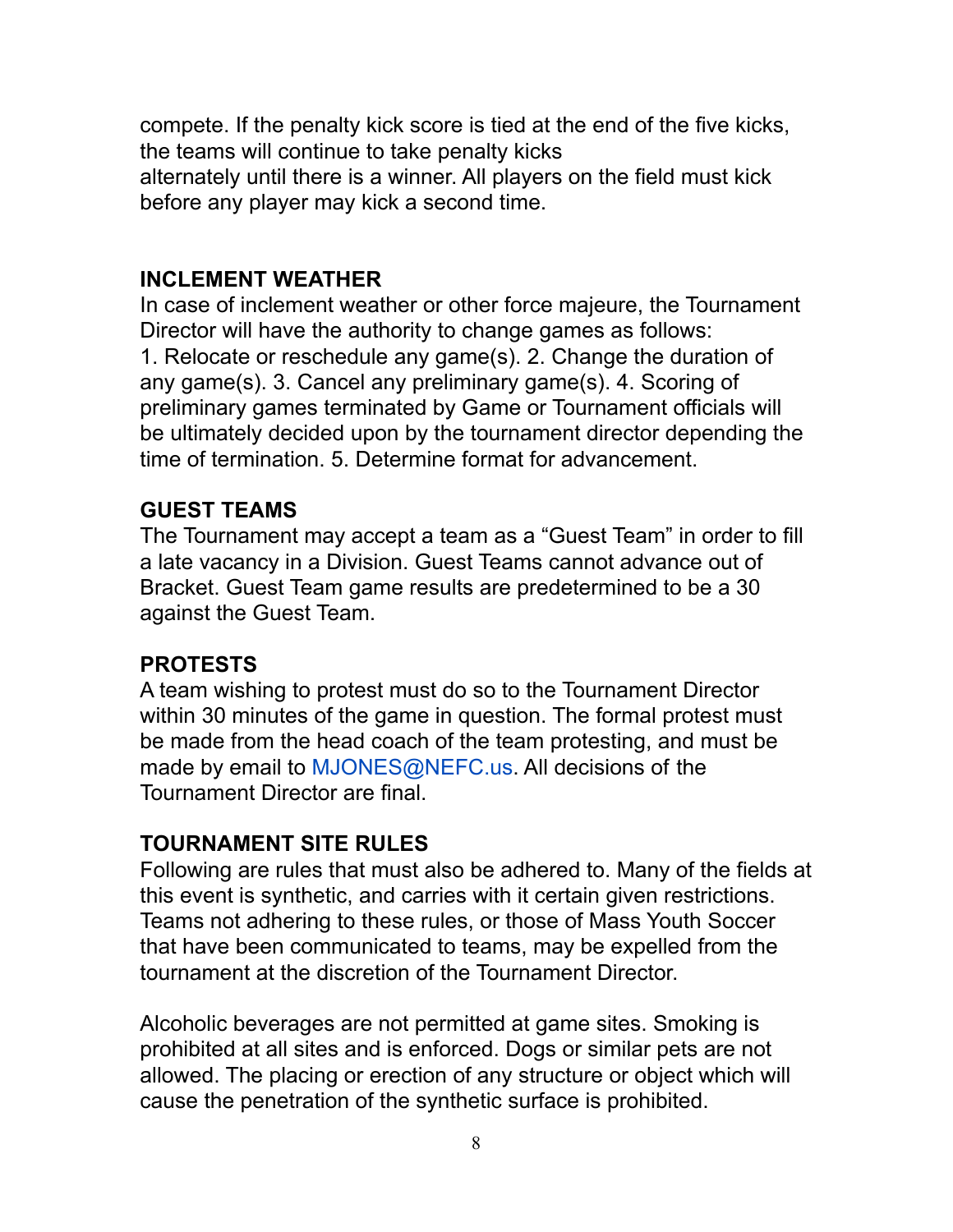compete. If the penalty kick score is tied at the end of the five kicks, the teams will continue to take penalty kicks alternately until there is a winner. All players on the field must kick before any player may kick a second time.

## INCLEMENT WEATHER

In case of inclement weather or other force majeure, the Tournament Director will have the authority to change games as follows:
1. Relocate or reschedule any game(s). 2. Change the duration of any game(s). 3. Cancel any preliminary game(s). 4. Scoring of preliminary games terminated by Game or Tournament officials will be ultimately decided upon by the tournament director depending the time of termination. 5. Determine format for advancement.

## GUEST TEAMS

The Tournament may accept a team as a “Guest Team” in order to fill a late vacancy in a Division. Guest Teams cannot advance out of Bracket. Guest Team game results are predetermined to be a 30 against the Guest Team.

## PROTESTS

A team wishing to protest must do so to the Tournament Director within 30 minutes of the game in question. The formal protest must be made from the head coach of the team protesting, and must be made by email to MJONES@NEFC.us. All decisions of the Tournament Director are final.

## TOURNAMENT SITE RULES

Following are rules that must also be adhered to. Many of the fields at this event is synthetic, and carries with it certain given restrictions. Teams not adhering to these rules, or those of Mass Youth Soccer that have been communicated to teams, may be expelled from the tournament at the discretion of the Tournament Director.

Alcoholic beverages are not permitted at game sites. Smoking is prohibited at all sites and is enforced. Dogs or similar pets are not allowed. The placing or erection of any structure or object which will cause the penetration of the synthetic surface is prohibited.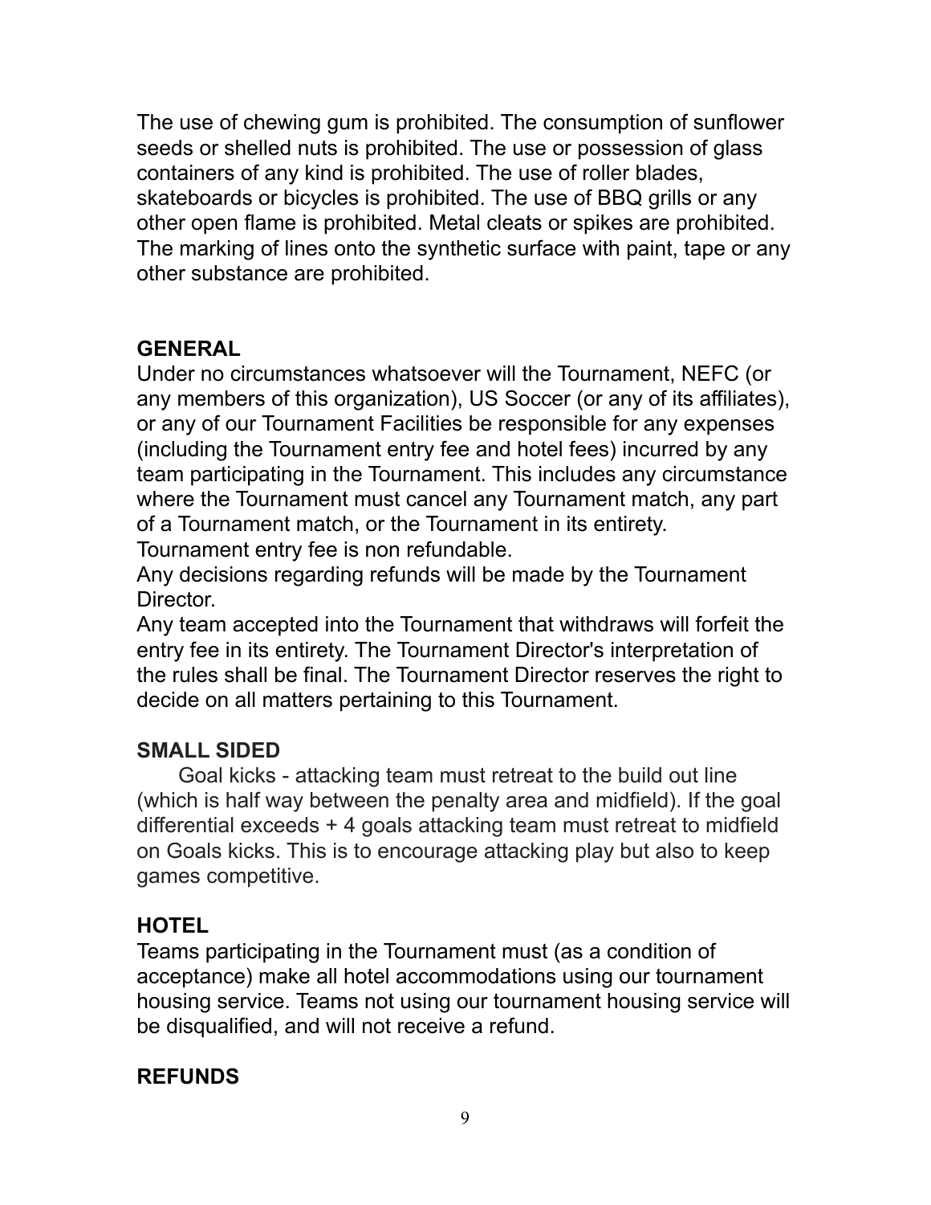The use of chewing gum is prohibited. The consumption of sunflower seeds or shelled nuts is prohibited. The use or possession of glass containers of any kind is prohibited. The use of roller blades, skateboards or bicycles is prohibited. The use of BBQ grills or any other open flame is prohibited. Metal cleats or spikes are prohibited. The marking of lines onto the synthetic surface with paint, tape or any other substance are prohibited.

## GENERAL

Under no circumstances whatsoever will the Tournament, NEFC (or any members of this organization), US Soccer (or any of its affiliates), or any of our Tournament Facilities be responsible for any expenses (including the Tournament entry fee and hotel fees) incurred by any team participating in the Tournament. This includes any circumstance where the Tournament must cancel any Tournament match, any part of a Tournament match, or the Tournament in its entirety.
Tournament entry fee is non refundable.
Any decisions regarding refunds will be made by the Tournament Director.
Any team accepted into the Tournament that withdraws will forfeit the entry fee in its entirety. The Tournament Director's interpretation of the rules shall be final. The Tournament Director reserves the right to decide on all matters pertaining to this Tournament.

## SMALL SIDED

Goal kicks - attacking team must retreat to the build out line (which is half way between the penalty area and midfield). If the goal differential exceeds + 4 goals attacking team must retreat to midfield on Goals kicks. This is to encourage attacking play but also to keep games competitive.

## HOTEL

Teams participating in the Tournament must (as a condition of acceptance) make all hotel accommodations using our tournament housing service. Teams not using our tournament housing service will be disqualified, and will not receive a refund.

## REFUNDS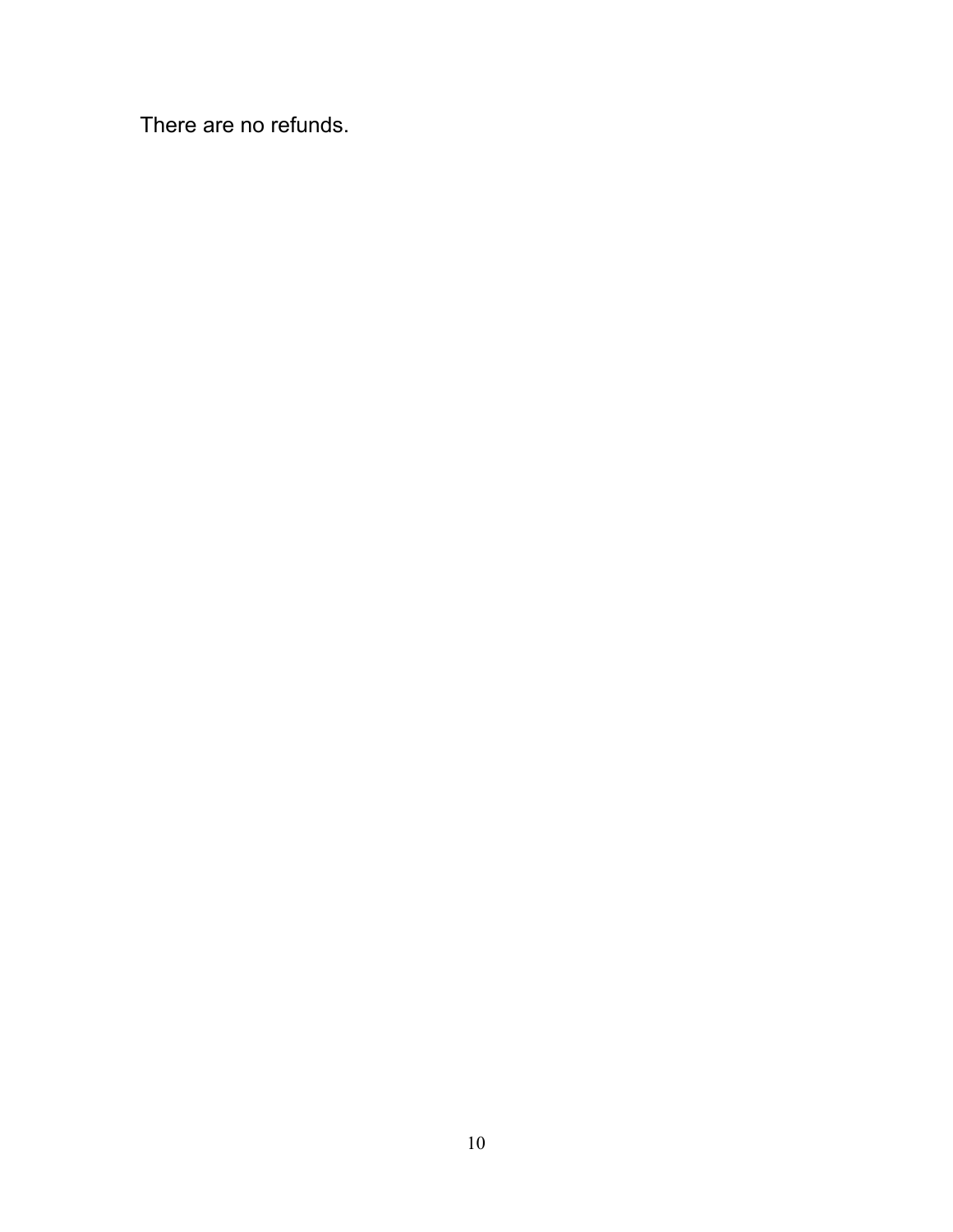There are no refunds.